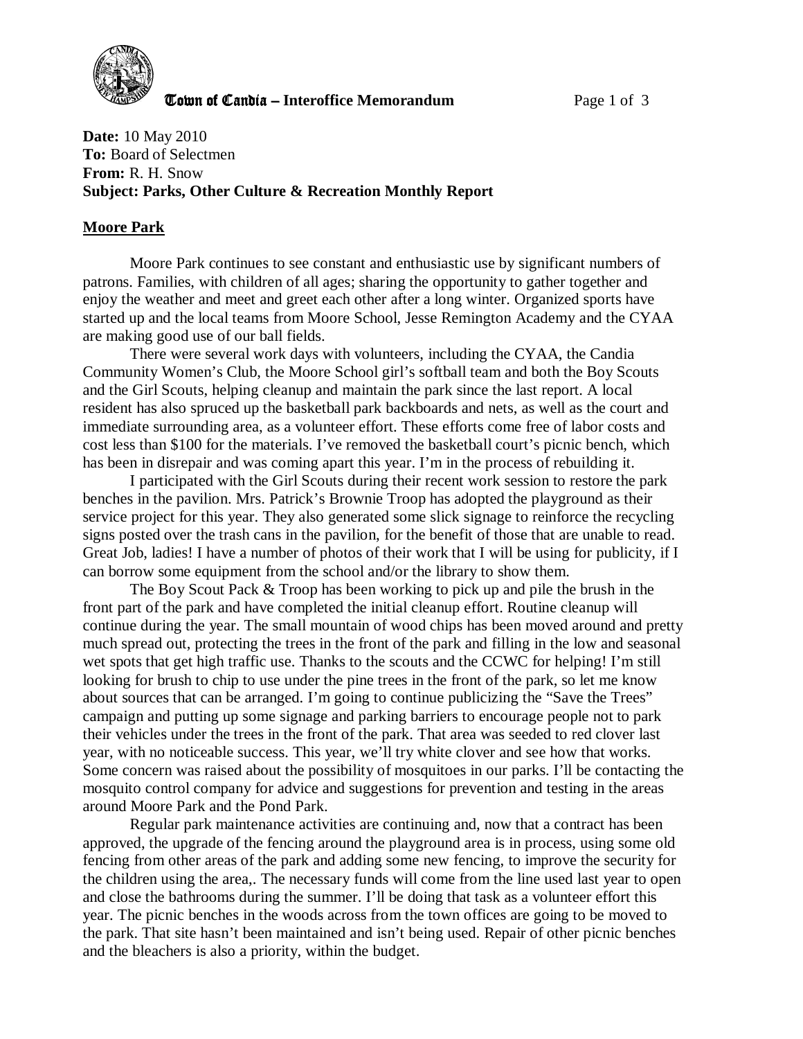**Town of Candia – Interoffice Memorandum**

**Date:** 10 May 2010
**To:** Board of Selectmen
**From:** R. H. Snow
**Subject: Parks, Other Culture & Recreation Monthly Report**

**Moore Park**

Moore Park continues to see constant and enthusiastic use by significant numbers of patrons. Families, with children of all ages; sharing the opportunity to gather together and enjoy the weather and meet and greet each other after a long winter. Organized sports have started up and the local teams from Moore School, Jesse Remington Academy and the CYAA are making good use of our ball fields.

There were several work days with volunteers, including the CYAA, the Candia Community Women's Club, the Moore School girl's softball team and both the Boy Scouts and the Girl Scouts, helping cleanup and maintain the park since the last report. A local resident has also spruced up the basketball park backboards and nets, as well as the court and immediate surrounding area, as a volunteer effort. These efforts come free of labor costs and cost less than $100 for the materials. I've removed the basketball court's picnic bench, which has been in disrepair and was coming apart this year. I'm in the process of rebuilding it.

I participated with the Girl Scouts during their recent work session to restore the park benches in the pavilion. Mrs. Patrick's Brownie Troop has adopted the playground as their service project for this year. They also generated some slick signage to reinforce the recycling signs posted over the trash cans in the pavilion, for the benefit of those that are unable to read. Great Job, ladies! I have a number of photos of their work that I will be using for publicity, if I can borrow some equipment from the school and/or the library to show them.

The Boy Scout Pack & Troop has been working to pick up and pile the brush in the front part of the park and have completed the initial cleanup effort. Routine cleanup will continue during the year. The small mountain of wood chips has been moved around and pretty much spread out, protecting the trees in the front of the park and filling in the low and seasonal wet spots that get high traffic use. Thanks to the scouts and the CCWC for helping! I'm still looking for brush to chip to use under the pine trees in the front of the park, so let me know about sources that can be arranged. I'm going to continue publicizing the "Save the Trees" campaign and putting up some signage and parking barriers to encourage people not to park their vehicles under the trees in the front of the park. That area was seeded to red clover last year, with no noticeable success. This year, we'll try white clover and see how that works. Some concern was raised about the possibility of mosquitoes in our parks. I'll be contacting the mosquito control company for advice and suggestions for prevention and testing in the areas around Moore Park and the Pond Park.

Regular park maintenance activities are continuing and, now that a contract has been approved, the upgrade of the fencing around the playground area is in process, using some old fencing from other areas of the park and adding some new fencing, to improve the security for the children using the area,. The necessary funds will come from the line used last year to open and close the bathrooms during the summer. I'll be doing that task as a volunteer effort this year. The picnic benches in the woods across from the town offices are going to be moved to the park. That site hasn't been maintained and isn't being used. Repair of other picnic benches and the bleachers is also a priority, within the budget.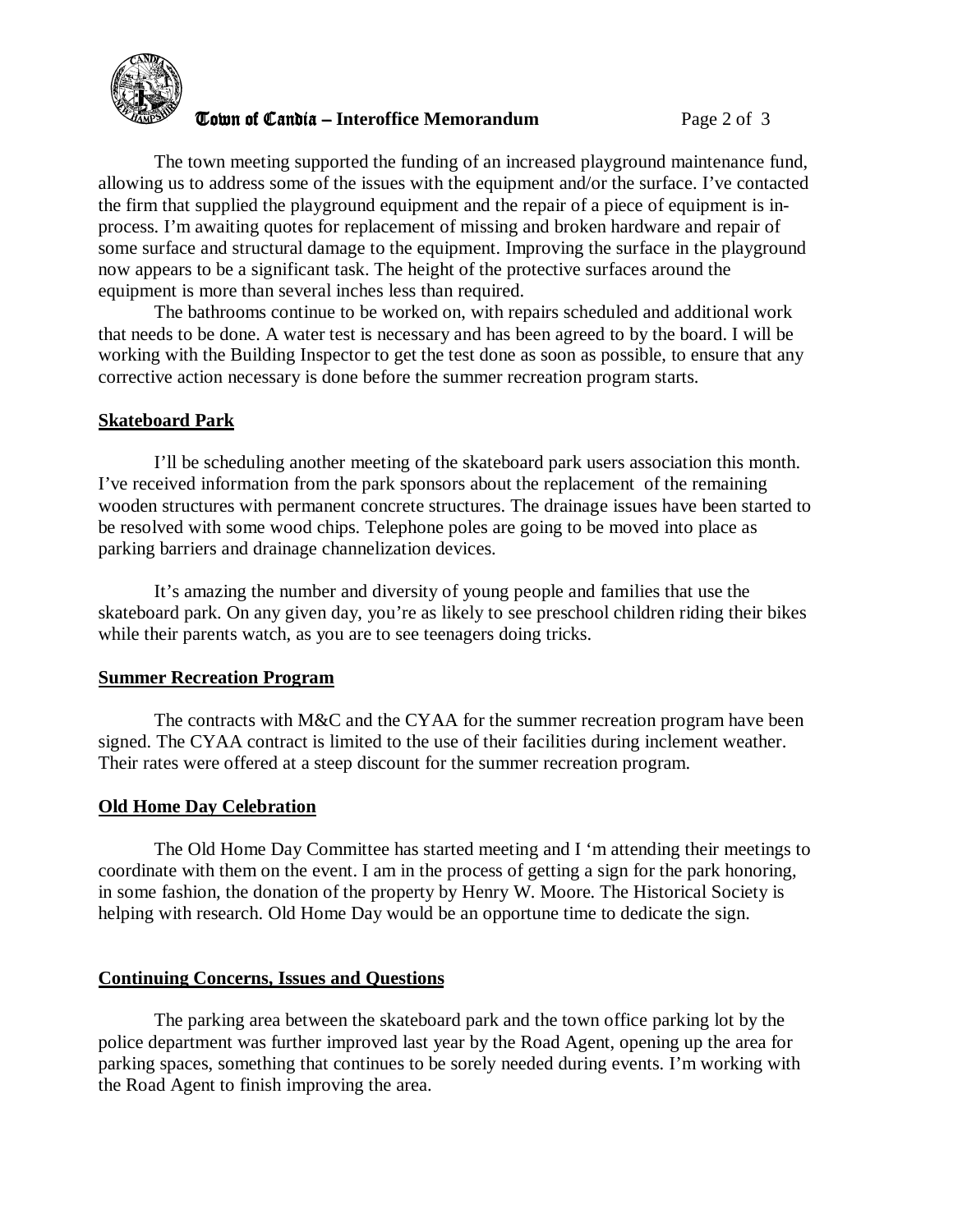The town meeting supported the funding of an increased playground maintenance fund, allowing us to address some of the issues with the equipment and/or the surface. I've contacted the firm that supplied the playground equipment and the repair of a piece of equipment is in-process. I'm awaiting quotes for replacement of missing and broken hardware and repair of some surface and structural damage to the equipment. Improving the surface in the playground now appears to be a significant task. The height of the protective surfaces around the equipment is more than several inches less than required.

The bathrooms continue to be worked on, with repairs scheduled and additional work that needs to be done. A water test is necessary and has been agreed to by the board. I will be working with the Building Inspector to get the test done as soon as possible, to ensure that any corrective action necessary is done before the summer recreation program starts.

## Skateboard Park

I'll be scheduling another meeting of the skateboard park users association this month. I've received information from the park sponsors about the replacement of the remaining wooden structures with permanent concrete structures. The drainage issues have been started to be resolved with some wood chips. Telephone poles are going to be moved into place as parking barriers and drainage channelization devices.

It's amazing the number and diversity of young people and families that use the skateboard park. On any given day, you're as likely to see preschool children riding their bikes while their parents watch, as you are to see teenagers doing tricks.

## Summer Recreation Program

The contracts with M&C and the CYAA for the summer recreation program have been signed. The CYAA contract is limited to the use of their facilities during inclement weather. Their rates were offered at a steep discount for the summer recreation program.

## Old Home Day Celebration

The Old Home Day Committee has started meeting and I 'm attending their meetings to coordinate with them on the event. I am in the process of getting a sign for the park honoring, in some fashion, the donation of the property by Henry W. Moore. The Historical Society is helping with research. Old Home Day would be an opportune time to dedicate the sign.

## Continuing Concerns, Issues and Questions

The parking area between the skateboard park and the town office parking lot by the police department was further improved last year by the Road Agent, opening up the area for parking spaces, something that continues to be sorely needed during events. I'm working with the Road Agent to finish improving the area.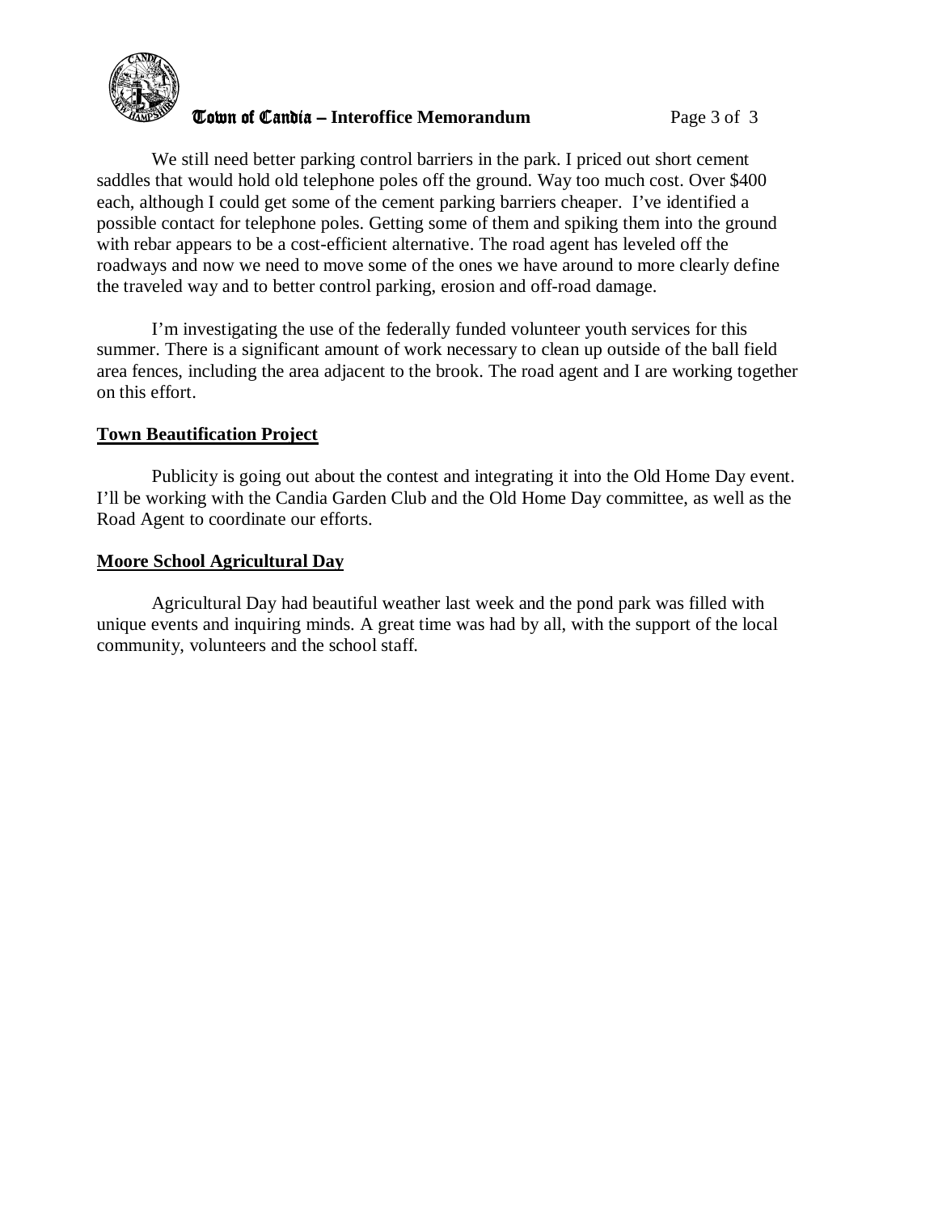We still need better parking control barriers in the park. I priced out short cement saddles that would hold old telephone poles off the ground. Way too much cost. Over $400 each, although I could get some of the cement parking barriers cheaper. I've identified a possible contact for telephone poles. Getting some of them and spiking them into the ground with rebar appears to be a cost-efficient alternative. The road agent has leveled off the roadways and now we need to move some of the ones we have around to more clearly define the traveled way and to better control parking, erosion and off-road damage.

I'm investigating the use of the federally funded volunteer youth services for this summer. There is a significant amount of work necessary to clean up outside of the ball field area fences, including the area adjacent to the brook. The road agent and I are working together on this effort.

**Town Beautification Project**

Publicity is going out about the contest and integrating it into the Old Home Day event. I'll be working with the Candia Garden Club and the Old Home Day committee, as well as the Road Agent to coordinate our efforts.

**Moore School Agricultural Day**

Agricultural Day had beautiful weather last week and the pond park was filled with unique events and inquiring minds. A great time was had by all, with the support of the local community, volunteers and the school staff.